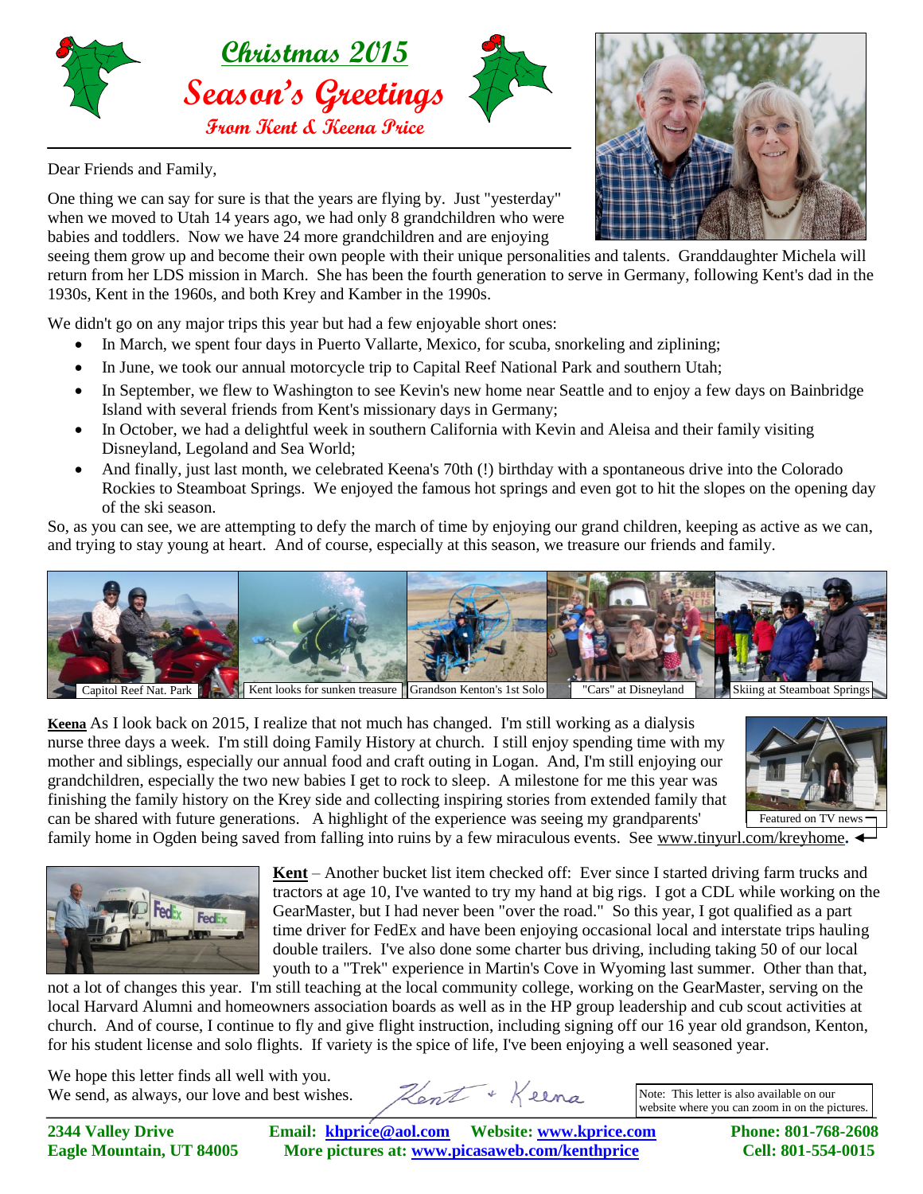# Christmas 2015

## Season's Greetings

### From Kent & Keena Price

Dear Friends and Family,

One thing we can say for sure is that the years are flying by. Just "yesterday" when we moved to Utah 14 years ago, we had only 8 grandchildren who were babies and toddlers. Now we have 24 more grandchildren and are enjoying seeing them grow up and become their own people with their unique personalities and talents. Granddaughter Michela will return from her LDS mission in March. She has been the fourth generation to serve in Germany, following Kent's dad in the 1930s, Kent in the 1960s, and both Krey and Kamber in the 1990s.

We didn't go on any major trips this year but had a few enjoyable short ones:

- In March, we spent four days in Puerto Vallarte, Mexico, for scuba, snorkeling and ziplining;
- In June, we took our annual motorcycle trip to Capitol Reef National Park and southern Utah;
- In September, we flew to Washington to see Kevin's new home near Seattle and to enjoy a few days on Bainbridge Island with several friends from Kent's missionary days in Germany;
- In October, we had a delightful week in southern California with Kevin and Aleisa and their family visiting Disneyland, Legoland and Sea World;
- And finally, just last month, we celebrated Keena's 70th (!) birthday with a spontaneous drive into the Colorado Rockies to Steamboat Springs. We enjoyed the famous hot springs and even got to hit the slopes on the opening day of the ski season.

So, as you can see, we are attempting to defy the march of time by enjoying our grand children, keeping as active as we can, and trying to stay young at heart. And of course, especially at this season, we treasure our friends and family.

Capitol Reef Nat. Park | Kent looks for sunken treasure | Grandson Kenton's 1st Solo | "Cars" at Disneyland | Skiing at Steamboat Springs

**Keena** As I look back on 2015, I realize that not much has changed. I'm still working as a dialysis nurse three days a week. I'm still doing Family History at church. I still enjoy spending time with my mother and siblings, especially our annual food and craft outing in Logan. And, I'm still enjoying our grandchildren, especially the two new babies I get to rock to sleep. A milestone for me this year was finishing the family history on the Krey side and collecting inspiring stories from extended family that can be shared with future generations. A highlight of the experience was seeing my grandparents' family home in Ogden being saved from falling into ruins by a few miraculous events. See www.tinyurl.com/kreyhome.

Featured on TV news

**Kent** – Another bucket list item checked off: Ever since I started driving farm trucks and tractors at age 10, I've wanted to try my hand at big rigs. I got a CDL while working on the GearMaster, but I had never been "over the road." So this year, I got qualified as a part time driver for FedEx and have been enjoying occasional local and interstate trips hauling double trailers. I've also done some charter bus driving, including taking 50 of our local youth to a "Trek" experience in Martin's Cove in Wyoming last summer. Other than that, not a lot of changes this year. I'm still teaching at the local community college, working on the GearMaster, serving on the local Harvard Alumni and homeowners association boards as well as in the HP group leadership and cub scout activities at church. And of course, I continue to fly and give flight instruction, including signing off our 16 year old grandson, Kenton, for his student license and solo flights. If variety is the spice of life, I've been enjoying a well seasoned year.

We hope this letter finds all well with you.
We send, as always, our love and best wishes.

Kent + Keena

Note: This letter is also available on our website where you can zoom in on the pictures.

**2344 Valley Drive**
**Eagle Mountain, UT 84005**

**Email: khprice@aol.com Website: www.kprice.com**
**More pictures at: www.picasaweb.com/kenthprice**

**Phone: 801-768-2608**
**Cell: 801-554-0015**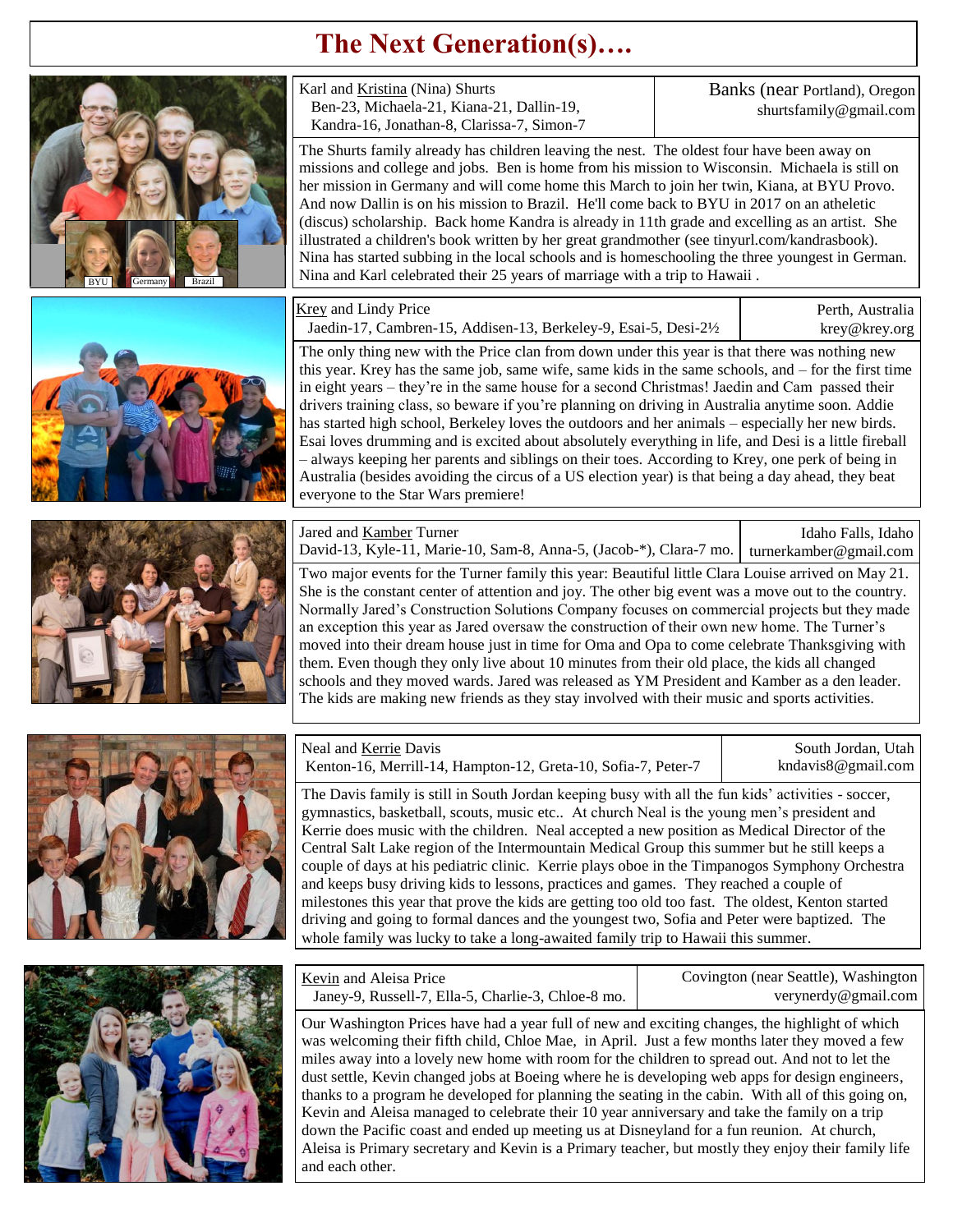# The Next Generation(s)….

BYU Germany Brazil

Karl and Kristina (Nina) Shurts
Ben-23, Michaela-21, Kiana-21, Dallin-19, Kandra-16, Jonathan-8, Clarissa-7, Simon-7

Banks (near Portland), Oregon
shurtsfamily@gmail.com

The Shurts family already has children leaving the nest. The oldest four have been away on missions and college and jobs. Ben is home from his mission to Wisconsin. Michaela is still on her mission in Germany and will come home this March to join her twin, Kiana, at BYU Provo. And now Dallin is on his mission to Brazil. He'll come back to BYU in 2017 on an atheletic (discus) scholarship. Back home Kandra is already in 11th grade and excelling as an artist. She illustrated a children's book written by her great grandmother (see tinyurl.com/kandrasbook). Nina has started subbing in the local schools and is homeschooling the three youngest in German. Nina and Karl celebrated their 25 years of marriage with a trip to Hawaii .

Krey and Lindy Price
Jaedin-17, Cambren-15, Addisen-13, Berkeley-9, Esai-5, Desi-2½

Perth, Australia
krey@krey.org

The only thing new with the Price clan from down under this year is that there was nothing new this year. Krey has the same job, same wife, same kids in the same schools, and – for the first time in eight years – they're in the same house for a second Christmas! Jaedin and Cam passed their drivers training class, so beware if you're planning on driving in Australia anytime soon. Addie has started high school, Berkeley loves the outdoors and her animals – especially her new birds. Esai loves drumming and is excited about absolutely everything in life, and Desi is a little fireball – always keeping her parents and siblings on their toes. According to Krey, one perk of being in Australia (besides avoiding the circus of a US election year) is that being a day ahead, they beat everyone to the Star Wars premiere!

Jared and Kamber Turner
David-13, Kyle-11, Marie-10, Sam-8, Anna-5, (Jacob-*), Clara-7 mo.

Idaho Falls, Idaho
turnerkamber@gmail.com

Two major events for the Turner family this year: Beautiful little Clara Louise arrived on May 21. She is the constant center of attention and joy. The other big event was a move out to the country. Normally Jared's Construction Solutions Company focuses on commercial projects but they made an exception this year as Jared oversaw the construction of their own new home. The Turner's moved into their dream house just in time for Oma and Opa to come celebrate Thanksgiving with them. Even though they only live about 10 minutes from their old place, the kids all changed schools and they moved wards. Jared was released as YM President and Kamber as a den leader. The kids are making new friends as they stay involved with their music and sports activities.

Neal and Kerrie Davis
Kenton-16, Merrill-14, Hampton-12, Greta-10, Sofia-7, Peter-7

South Jordan, Utah
kndavis8@gmail.com

The Davis family is still in South Jordan keeping busy with all the fun kids' activities - soccer, gymnastics, basketball, scouts, music etc.. At church Neal is the young men's president and Kerrie does music with the children. Neal accepted a new position as Medical Director of the Central Salt Lake region of the Intermountain Medical Group this summer but he still keeps a couple of days at his pediatric clinic. Kerrie plays oboe in the Timpanogos Symphony Orchestra and keeps busy driving kids to lessons, practices and games. They reached a couple of milestones this year that prove the kids are getting too old too fast. The oldest, Kenton started driving and going to formal dances and the youngest two, Sofia and Peter were baptized. The whole family was lucky to take a long-awaited family trip to Hawaii this summer.

Kevin and Aleisa Price
Janey-9, Russell-7, Ella-5, Charlie-3, Chloe-8 mo.

Covington (near Seattle), Washington
verynerdy@gmail.com

Our Washington Prices have had a year full of new and exciting changes, the highlight of which was welcoming their fifth child, Chloe Mae, in April. Just a few months later they moved a few miles away into a lovely new home with room for the children to spread out. And not to let the dust settle, Kevin changed jobs at Boeing where he is developing web apps for design engineers, thanks to a program he developed for planning the seating in the cabin. With all of this going on, Kevin and Aleisa managed to celebrate their 10 year anniversary and take the family on a trip down the Pacific coast and ended up meeting us at Disneyland for a fun reunion. At church, Aleisa is Primary secretary and Kevin is a Primary teacher, but mostly they enjoy their family life and each other.